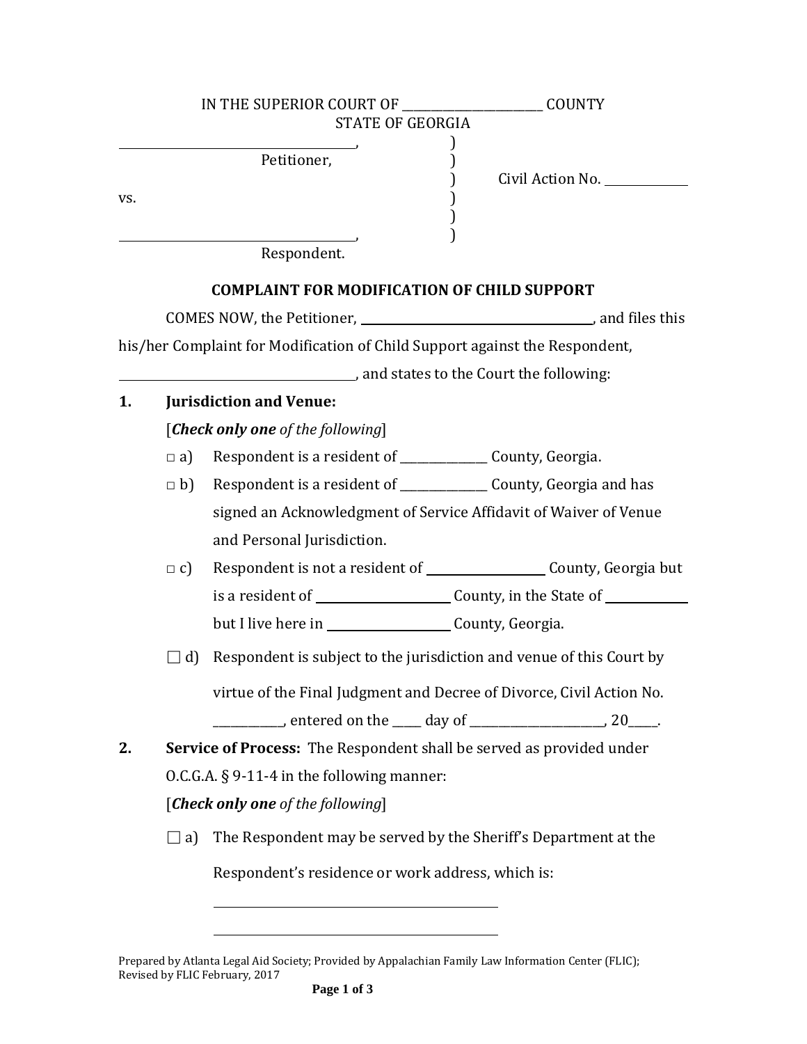IN THE SUPERIOR COURT OF ______________________ COUNTY
STATE OF GEORGIA

______________________________________,
Petitioner,

vs.

______________________________________,
Respondent.

Civil Action No. ____________

**COMPLAINT FOR MODIFICATION OF CHILD SUPPORT**

COMES NOW, the Petitioner, ______________________________________, and files this his/her Complaint for Modification of Child Support against the Respondent, ______________________________________, and states to the Court the following:

**1. Jurisdiction and Venue:**

[***Check only one** of the following*]

□ a) Respondent is a resident of ______________ County, Georgia.

□ b) Respondent is a resident of ______________ County, Georgia and has signed an Acknowledgment of Service Affidavit of Waiver of Venue and Personal Jurisdiction.

□ c) Respondent is not a resident of __________________ County, Georgia but is a resident of ____________________ County, in the State of ____________ but I live here in ____________________ County, Georgia.

☐ d) Respondent is subject to the jurisdiction and venue of this Court by virtue of the Final Judgment and Decree of Divorce, Civil Action No. ___________, entered on the _____ day of ______________________, 20_____.

**2. Service of Process:** The Respondent shall be served as provided under O.C.G.A. § 9-11-4 in the following manner:

[***Check only one** of the following*]

☐ a) The Respondent may be served by the Sheriff's Department at the Respondent's residence or work address, which is:

______________________________________________

______________________________________________

Prepared by Atlanta Legal Aid Society; Provided by Appalachian Family Law Information Center (FLIC); Revised by FLIC February, 2017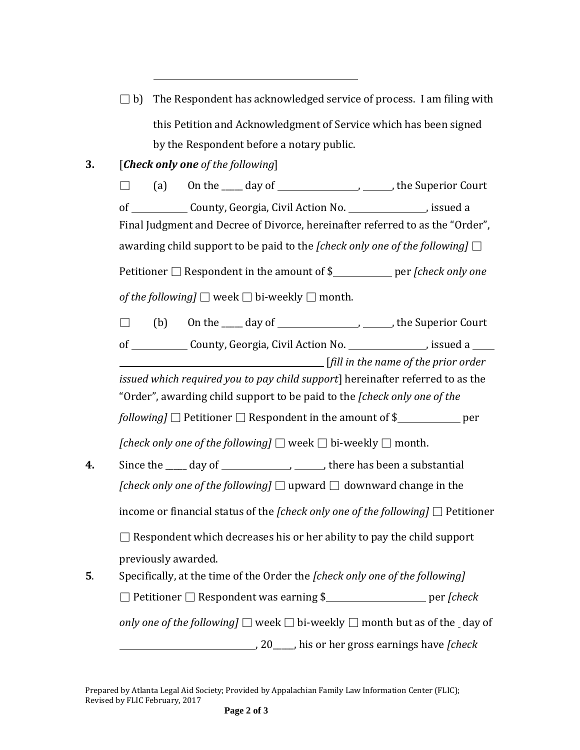\_\_\_\_\_\_\_\_\_\_\_\_\_\_\_\_\_\_\_\_\_\_\_\_\_\_\_\_\_\_\_\_\_\_\_\_\_\_\_\_

☐ b) The Respondent has acknowledged service of process. I am filing with this Petition and Acknowledgment of Service which has been signed by the Respondent before a notary public.

**3.** [***Check only one*** *of the following*]

☐ (a) On the \_\_\_\_ day of \_\_\_\_\_\_\_\_\_\_\_\_\_\_\_\_, \_\_\_\_\_\_, the Superior Court of \_\_\_\_\_\_\_\_\_\_\_\_ County, Georgia, Civil Action No. \_\_\_\_\_\_\_\_\_\_\_\_\_\_\_\_, issued a Final Judgment and Decree of Divorce, hereinafter referred to as the "Order", awarding child support to be paid to the *[check only one of the following]* ☐ Petitioner ☐ Respondent in the amount of $\_\_\_\_\_\_\_\_\_\_\_\_ per *[check only one of the following]* ☐ week ☐ bi-weekly ☐ month.

☐ (b) On the \_\_\_\_ day of \_\_\_\_\_\_\_\_\_\_\_\_\_\_\_\_, \_\_\_\_\_\_, the Superior Court of \_\_\_\_\_\_\_\_\_\_\_\_ County, Georgia, Civil Action No. \_\_\_\_\_\_\_\_\_\_\_\_\_\_\_\_, issued a \_\_\_\_\_\_\_\_\_\_\_\_\_\_\_\_\_\_\_\_\_\_\_\_\_\_\_\_\_\_\_\_\_\_\_\_\_\_\_\_\_\_\_\_\_\_\_\_ [*fill in the name of the prior order issued which required you to pay child support*] hereinafter referred to as the "Order", awarding child support to be paid to the *[check only one of the following]* ☐ Petitioner ☐ Respondent in the amount of $\_\_\_\_\_\_\_\_\_\_\_\_\_ per *[check only one of the following]* ☐ week ☐ bi-weekly ☐ month.

**4.** Since the \_\_\_\_ day of \_\_\_\_\_\_\_\_\_\_\_\_\_\_, \_\_\_\_\_\_, there has been a substantial *[check only one of the following]* ☐ upward ☐ downward change in the income or financial status of the *[check only one of the following]* ☐ Petitioner ☐ Respondent which decreases his or her ability to pay the child support previously awarded.

**5**. Specifically, at the time of the Order the *[check only one of the following]* ☐ Petitioner ☐ Respondent was earning $\_\_\_\_\_\_\_\_\_\_\_\_\_\_\_\_\_\_\_\_\_ per *[check only one of the following]* ☐ week ☐ bi-weekly ☐ month but as of the \_ day of \_\_\_\_\_\_\_\_\_\_\_\_\_\_\_\_\_\_\_\_\_\_\_\_\_\_\_\_, 20\_\_\_\_, his or her gross earnings have *[check*

Prepared by Atlanta Legal Aid Society; Provided by Appalachian Family Law Information Center (FLIC); Revised by FLIC February, 2017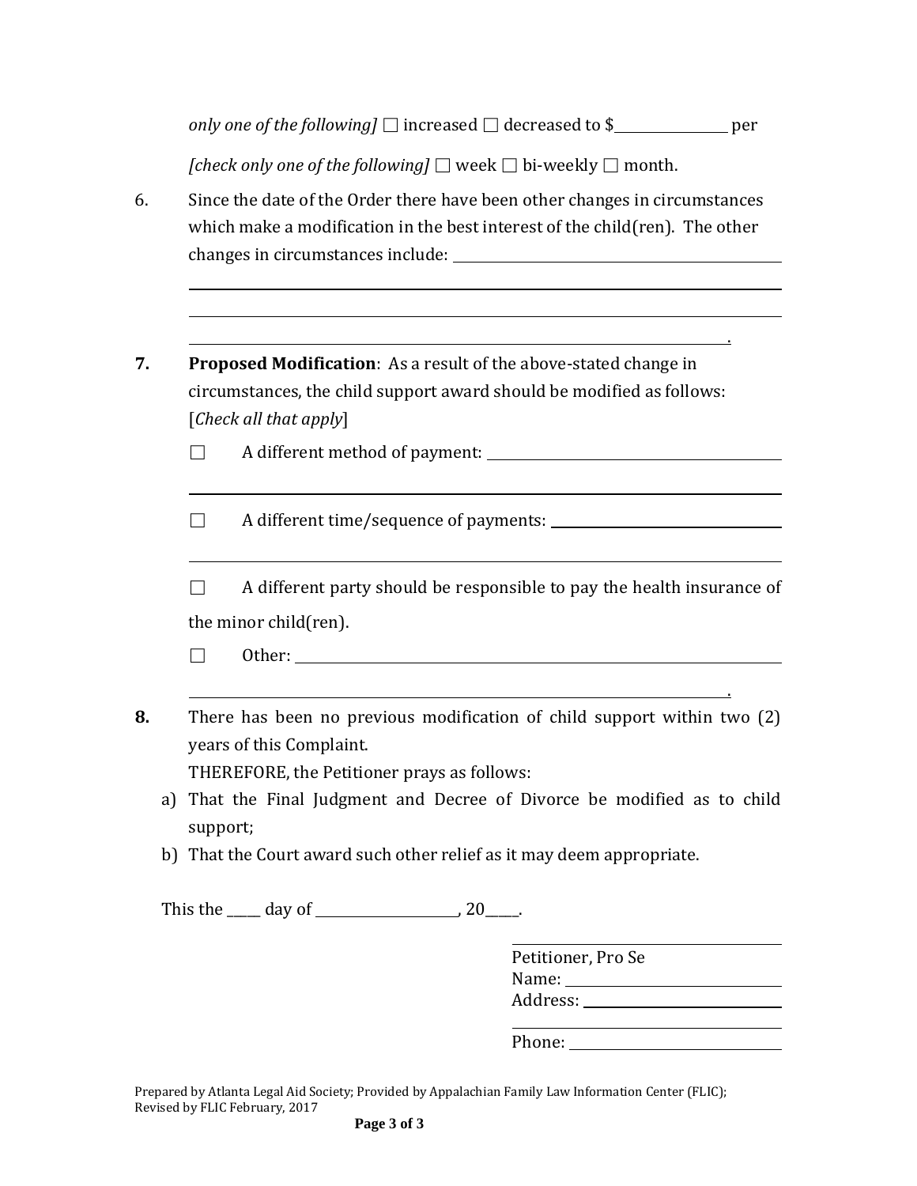*only one of the following]* ☐ increased ☐ decreased to $\_\_\_\_\_\_\_\_\_\_\_\_\_\_\_\_ per *[check only one of the following]* ☐ week ☐ bi-weekly ☐ month.

6. Since the date of the Order there have been other changes in circumstances which make a modification in the best interest of the child(ren). The other changes in circumstances include: \_\_\_\_\_\_\_\_\_\_\_\_\_\_\_\_\_\_\_\_\_\_\_\_\_\_\_\_\_\_\_\_\_\_\_\_\_\_\_\_
\_\_\_\_\_\_\_\_\_\_\_\_\_\_\_\_\_\_\_\_\_\_\_\_\_\_\_\_\_\_\_\_\_\_\_\_\_\_\_\_\_\_\_\_\_\_\_\_\_\_\_\_\_\_\_\_\_\_\_\_\_\_\_\_\_\_\_\_\_\_\_\_
\_\_\_\_\_\_\_\_\_\_\_\_\_\_\_\_\_\_\_\_\_\_\_\_\_\_\_\_\_\_\_\_\_\_\_\_\_\_\_\_\_\_\_\_\_\_\_\_\_\_\_\_\_\_\_\_\_\_\_\_\_\_\_\_\_\_\_\_\_\_\_\_
\_\_\_\_\_\_\_\_\_\_\_\_\_\_\_\_\_\_\_\_\_\_\_\_\_\_\_\_\_\_\_\_\_\_\_\_\_\_\_\_\_\_\_\_\_\_\_\_\_\_\_\_\_\_\_\_\_\_\_\_\_\_\_\_\_\_\_\_.

**7.** **Proposed Modification**: As a result of the above-stated change in circumstances, the child support award should be modified as follows: [*Check all that apply*]

☐ A different method of payment: \_\_\_\_\_\_\_\_\_\_\_\_\_\_\_\_\_\_\_\_\_\_\_\_\_\_\_\_\_\_\_\_\_\_\_\_\_\_\_\_
\_\_\_\_\_\_\_\_\_\_\_\_\_\_\_\_\_\_\_\_\_\_\_\_\_\_\_\_\_\_\_\_\_\_\_\_\_\_\_\_\_\_\_\_\_\_\_\_\_\_\_\_\_\_\_\_\_\_\_\_\_\_\_\_\_\_\_\_\_\_\_\_

☐ A different time/sequence of payments: \_\_\_\_\_\_\_\_\_\_\_\_\_\_\_\_\_\_\_\_\_\_\_\_\_\_\_\_\_\_\_\_
\_\_\_\_\_\_\_\_\_\_\_\_\_\_\_\_\_\_\_\_\_\_\_\_\_\_\_\_\_\_\_\_\_\_\_\_\_\_\_\_\_\_\_\_\_\_\_\_\_\_\_\_\_\_\_\_\_\_\_\_\_\_\_\_\_\_\_\_\_\_\_\_

☐ A different party should be responsible to pay the health insurance of the minor child(ren).

☐ Other: \_\_\_\_\_\_\_\_\_\_\_\_\_\_\_\_\_\_\_\_\_\_\_\_\_\_\_\_\_\_\_\_\_\_\_\_\_\_\_\_\_\_\_\_\_\_\_\_\_\_\_\_\_\_\_\_\_\_\_\_\_\_
\_\_\_\_\_\_\_\_\_\_\_\_\_\_\_\_\_\_\_\_\_\_\_\_\_\_\_\_\_\_\_\_\_\_\_\_\_\_\_\_\_\_\_\_\_\_\_\_\_\_\_\_\_\_\_\_\_\_\_\_\_\_\_\_\_\_\_\_.

**8.** There has been no previous modification of child support within two (2) years of this Complaint.

THEREFORE, the Petitioner prays as follows:

a) That the Final Judgment and Decree of Divorce be modified as to child support;
b) That the Court award such other relief as it may deem appropriate.

This the \_\_\_\_\_ day of \_\_\_\_\_\_\_\_\_\_\_\_\_\_\_\_\_\_\_\_, 20\_\_\_\_\_.

\_\_\_\_\_\_\_\_\_\_\_\_\_\_\_\_\_\_\_\_\_\_\_\_\_\_\_\_\_\_\_\_
Petitioner, Pro Se
Name: \_\_\_\_\_\_\_\_\_\_\_\_\_\_\_\_\_\_\_\_\_\_\_\_\_
Address: \_\_\_\_\_\_\_\_\_\_\_\_\_\_\_\_\_\_\_\_\_\_\_
\_\_\_\_\_\_\_\_\_\_\_\_\_\_\_\_\_\_\_\_\_\_\_\_\_\_\_\_\_\_\_\_
Phone: \_\_\_\_\_\_\_\_\_\_\_\_\_\_\_\_\_\_\_\_\_\_\_\_\_

Prepared by Atlanta Legal Aid Society; Provided by Appalachian Family Law Information Center (FLIC); Revised by FLIC February, 2017